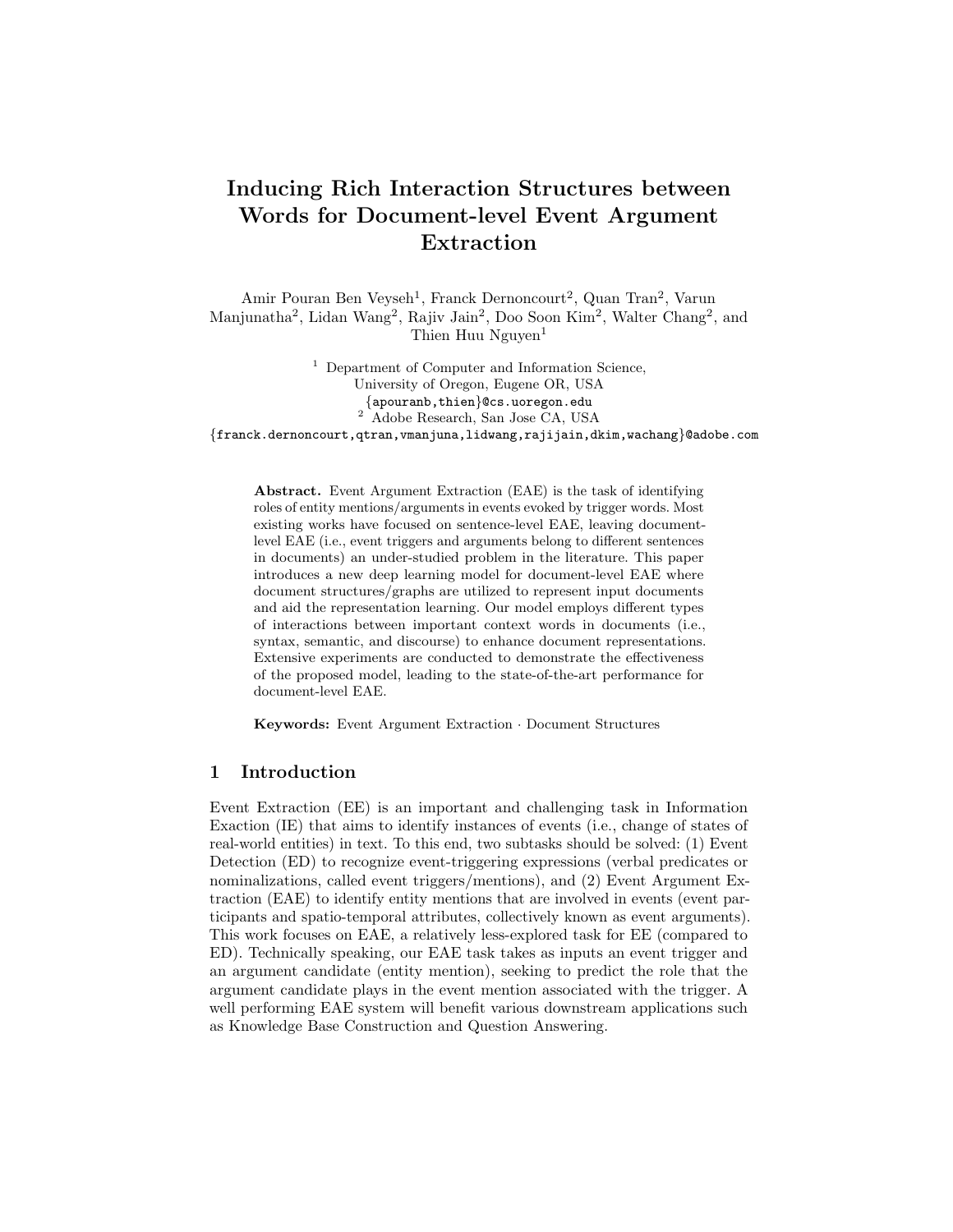# Inducing Rich Interaction Structures between Words for Document-level Event Argument Extraction

Amir Pouran Ben Veyseh[1], Franck Dernoncourt[2], Quan Tran[2], Varun Manjunatha[2], Lidan Wang[2], Rajiv Jain[2], Doo Soon Kim[2], Walter Chang[2], and Thien Huu Nguyen[1]

[1] Department of Computer and Information Science, University of Oregon, Eugene OR, USA
{apouranb,thien}@cs.uoregon.edu
[2] Adobe Research, San Jose CA, USA
{franck.dernoncourt,qtran,vmanjuna,lidwang,rajijain,dkim,wachang}@adobe.com

**Abstract.** Event Argument Extraction (EAE) is the task of identifying roles of entity mentions/arguments in events evoked by trigger words. Most existing works have focused on sentence-level EAE, leaving document-level EAE (i.e., event triggers and arguments belong to different sentences in documents) an under-studied problem in the literature. This paper introduces a new deep learning model for document-level EAE where document structures/graphs are utilized to represent input documents and aid the representation learning. Our model employs different types of interactions between important context words in documents (i.e., syntax, semantic, and discourse) to enhance document representations. Extensive experiments are conducted to demonstrate the effectiveness of the proposed model, leading to the state-of-the-art performance for document-level EAE.

**Keywords:** Event Argument Extraction · Document Structures

## 1 Introduction

Event Extraction (EE) is an important and challenging task in Information Exaction (IE) that aims to identify instances of events (i.e., change of states of real-world entities) in text. To this end, two subtasks should be solved: (1) Event Detection (ED) to recognize event-triggering expressions (verbal predicates or nominalizations, called event triggers/mentions), and (2) Event Argument Extraction (EAE) to identify entity mentions that are involved in events (event participants and spatio-temporal attributes, collectively known as event arguments). This work focuses on EAE, a relatively less-explored task for EE (compared to ED). Technically speaking, our EAE task takes as inputs an event trigger and an argument candidate (entity mention), seeking to predict the role that the argument candidate plays in the event mention associated with the trigger. A well performing EAE system will benefit various downstream applications such as Knowledge Base Construction and Question Answering.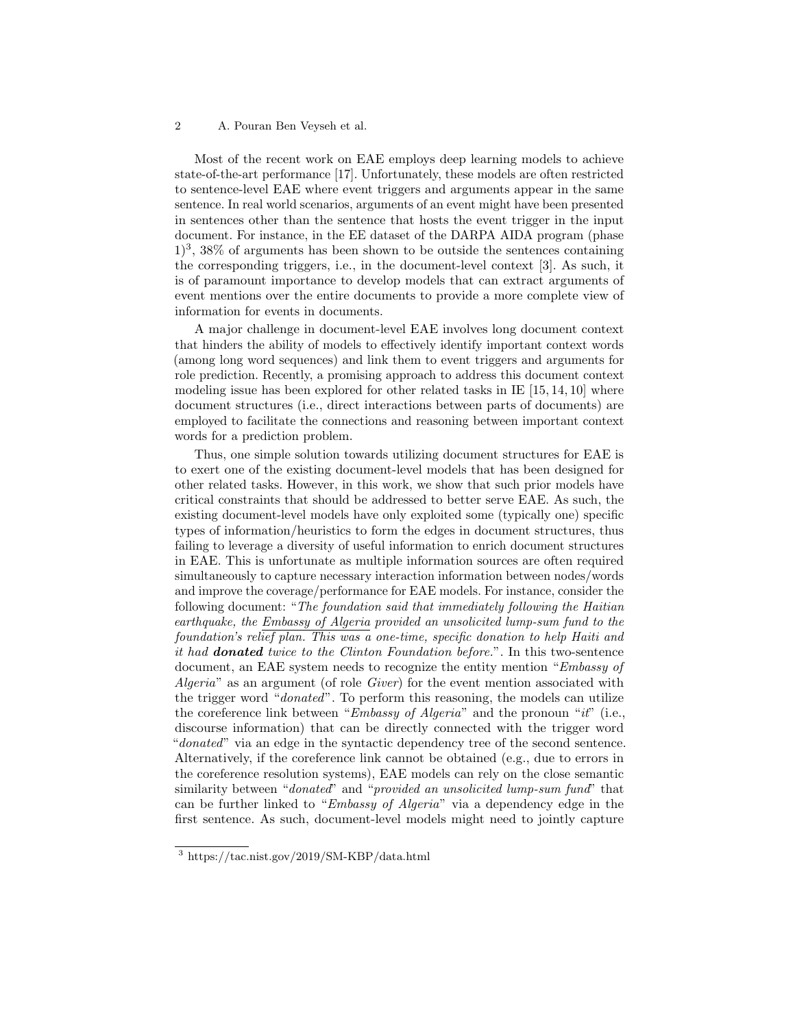Most of the recent work on EAE employs deep learning models to achieve state-of-the-art performance [17]. Unfortunately, these models are often restricted to sentence-level EAE where event triggers and arguments appear in the same sentence. In real world scenarios, arguments of an event might have been presented in sentences other than the sentence that hosts the event trigger in the input document. For instance, in the EE dataset of the DARPA AIDA program (phase 1)[3], 38% of arguments has been shown to be outside the sentences containing the corresponding triggers, i.e., in the document-level context [3]. As such, it is of paramount importance to develop models that can extract arguments of event mentions over the entire documents to provide a more complete view of information for events in documents.

A major challenge in document-level EAE involves long document context that hinders the ability of models to effectively identify important context words (among long word sequences) and link them to event triggers and arguments for role prediction. Recently, a promising approach to address this document context modeling issue has been explored for other related tasks in IE [15, 14, 10] where document structures (i.e., direct interactions between parts of documents) are employed to facilitate the connections and reasoning between important context words for a prediction problem.

Thus, one simple solution towards utilizing document structures for EAE is to exert one of the existing document-level models that has been designed for other related tasks. However, in this work, we show that such prior models have critical constraints that should be addressed to better serve EAE. As such, the existing document-level models have only exploited some (typically one) specific types of information/heuristics to form the edges in document structures, thus failing to leverage a diversity of useful information to enrich document structures in EAE. This is unfortunate as multiple information sources are often required simultaneously to capture necessary interaction information between nodes/words and improve the coverage/performance for EAE models. For instance, consider the following document: "*The foundation said that immediately following the Haitian earthquake, the Embassy of Algeria provided an unsolicited lump-sum fund to the foundation's relief plan. This was a one-time, specific donation to help Haiti and it had **donated** twice to the Clinton Foundation before.*". In this two-sentence document, an EAE system needs to recognize the entity mention "*Embassy of Algeria*" as an argument (of role *Giver*) for the event mention associated with the trigger word "*donated*". To perform this reasoning, the models can utilize the coreference link between "*Embassy of Algeria*" and the pronoun "*it*" (i.e., discourse information) that can be directly connected with the trigger word "*donated*" via an edge in the syntactic dependency tree of the second sentence. Alternatively, if the coreference link cannot be obtained (e.g., due to errors in the coreference resolution systems), EAE models can rely on the close semantic similarity between "*donated*" and "*provided an unsolicited lump-sum fund*" that can be further linked to "*Embassy of Algeria*" via a dependency edge in the first sentence. As such, document-level models might need to jointly capture

[3] https://tac.nist.gov/2019/SM-KBP/data.html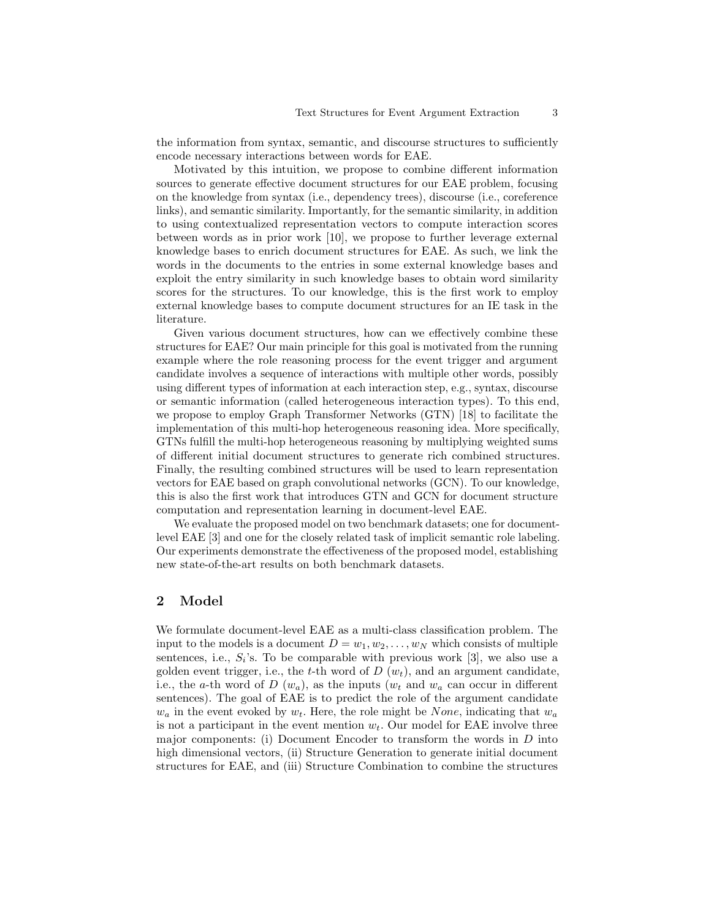the information from syntax, semantic, and discourse structures to sufficiently encode necessary interactions between words for EAE.

Motivated by this intuition, we propose to combine different information sources to generate effective document structures for our EAE problem, focusing on the knowledge from syntax (i.e., dependency trees), discourse (i.e., coreference links), and semantic similarity. Importantly, for the semantic similarity, in addition to using contextualized representation vectors to compute interaction scores between words as in prior work [10], we propose to further leverage external knowledge bases to enrich document structures for EAE. As such, we link the words in the documents to the entries in some external knowledge bases and exploit the entry similarity in such knowledge bases to obtain word similarity scores for the structures. To our knowledge, this is the first work to employ external knowledge bases to compute document structures for an IE task in the literature.

Given various document structures, how can we effectively combine these structures for EAE? Our main principle for this goal is motivated from the running example where the role reasoning process for the event trigger and argument candidate involves a sequence of interactions with multiple other words, possibly using different types of information at each interaction step, e.g., syntax, discourse or semantic information (called heterogeneous interaction types). To this end, we propose to employ Graph Transformer Networks (GTN) [18] to facilitate the implementation of this multi-hop heterogeneous reasoning idea. More specifically, GTNs fulfill the multi-hop heterogeneous reasoning by multiplying weighted sums of different initial document structures to generate rich combined structures. Finally, the resulting combined structures will be used to learn representation vectors for EAE based on graph convolutional networks (GCN). To our knowledge, this is also the first work that introduces GTN and GCN for document structure computation and representation learning in document-level EAE.

We evaluate the proposed model on two benchmark datasets; one for document-level EAE [3] and one for the closely related task of implicit semantic role labeling. Our experiments demonstrate the effectiveness of the proposed model, establishing new state-of-the-art results on both benchmark datasets.

## 2 Model

We formulate document-level EAE as a multi-class classification problem. The input to the models is a document $D = w_1, w_2, \ldots, w_N$ which consists of multiple sentences, i.e., $S_i$'s. To be comparable with previous work [3], we also use a golden event trigger, i.e., the $t$-th word of $D$ ($w_t$), and an argument candidate, i.e., the $a$-th word of $D$ ($w_a$), as the inputs ($w_t$ and $w_a$ can occur in different sentences). The goal of EAE is to predict the role of the argument candidate $w_a$ in the event evoked by $w_t$. Here, the role might be *None*, indicating that $w_a$ is not a participant in the event mention $w_t$. Our model for EAE involve three major components: (i) Document Encoder to transform the words in $D$ into high dimensional vectors, (ii) Structure Generation to generate initial document structures for EAE, and (iii) Structure Combination to combine the structures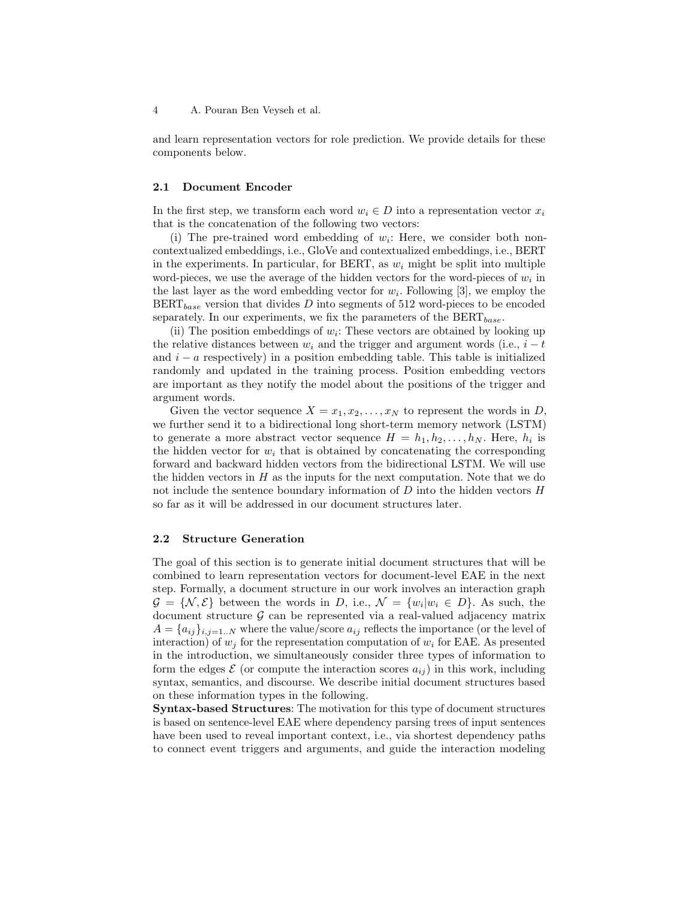and learn representation vectors for role prediction. We provide details for these components below.

### 2.1 Document Encoder

In the first step, we transform each word $w_i \in D$ into a representation vector $x_i$ that is the concatenation of the following two vectors:

(i) The pre-trained word embedding of $w_i$: Here, we consider both non-contextualized embeddings, i.e., GloVe and contextualized embeddings, i.e., BERT in the experiments. In particular, for BERT, as $w_i$ might be split into multiple word-pieces, we use the average of the hidden vectors for the word-pieces of $w_i$ in the last layer as the word embedding vector for $w_i$. Following [3], we employ the $\text{BERT}_{base}$ version that divides $D$ into segments of 512 word-pieces to be encoded separately. In our experiments, we fix the parameters of the $\text{BERT}_{base}$.

(ii) The position embeddings of $w_i$: These vectors are obtained by looking up the relative distances between $w_i$ and the trigger and argument words (i.e., $i - t$ and $i - a$ respectively) in a position embedding table. This table is initialized randomly and updated in the training process. Position embedding vectors are important as they notify the model about the positions of the trigger and argument words.

Given the vector sequence $X = x_1, x_2, \ldots, x_N$ to represent the words in $D$, we further send it to a bidirectional long short-term memory network (LSTM) to generate a more abstract vector sequence $H = h_1, h_2, \ldots, h_N$. Here, $h_i$ is the hidden vector for $w_i$ that is obtained by concatenating the corresponding forward and backward hidden vectors from the bidirectional LSTM. We will use the hidden vectors in $H$ as the inputs for the next computation. Note that we do not include the sentence boundary information of $D$ into the hidden vectors $H$ so far as it will be addressed in our document structures later.

### 2.2 Structure Generation

The goal of this section is to generate initial document structures that will be combined to learn representation vectors for document-level EAE in the next step. Formally, a document structure in our work involves an interaction graph $\mathcal{G} = \{\mathcal{N}, \mathcal{E}\}$ between the words in $D$, i.e., $\mathcal{N} = \{w_i | w_i \in D\}$. As such, the document structure $\mathcal{G}$ can be represented via a real-valued adjacency matrix $A = \{a_{ij}\}_{i,j=1..N}$ where the value/score $a_{ij}$ reflects the importance (or the level of interaction) of $w_j$ for the representation computation of $w_i$ for EAE. As presented in the introduction, we simultaneously consider three types of information to form the edges $\mathcal{E}$ (or compute the interaction scores $a_{ij}$) in this work, including syntax, semantics, and discourse. We describe initial document structures based on these information types in the following.

**Syntax-based Structures**: The motivation for this type of document structures is based on sentence-level EAE where dependency parsing trees of input sentences have been used to reveal important context, i.e., via shortest dependency paths to connect event triggers and arguments, and guide the interaction modeling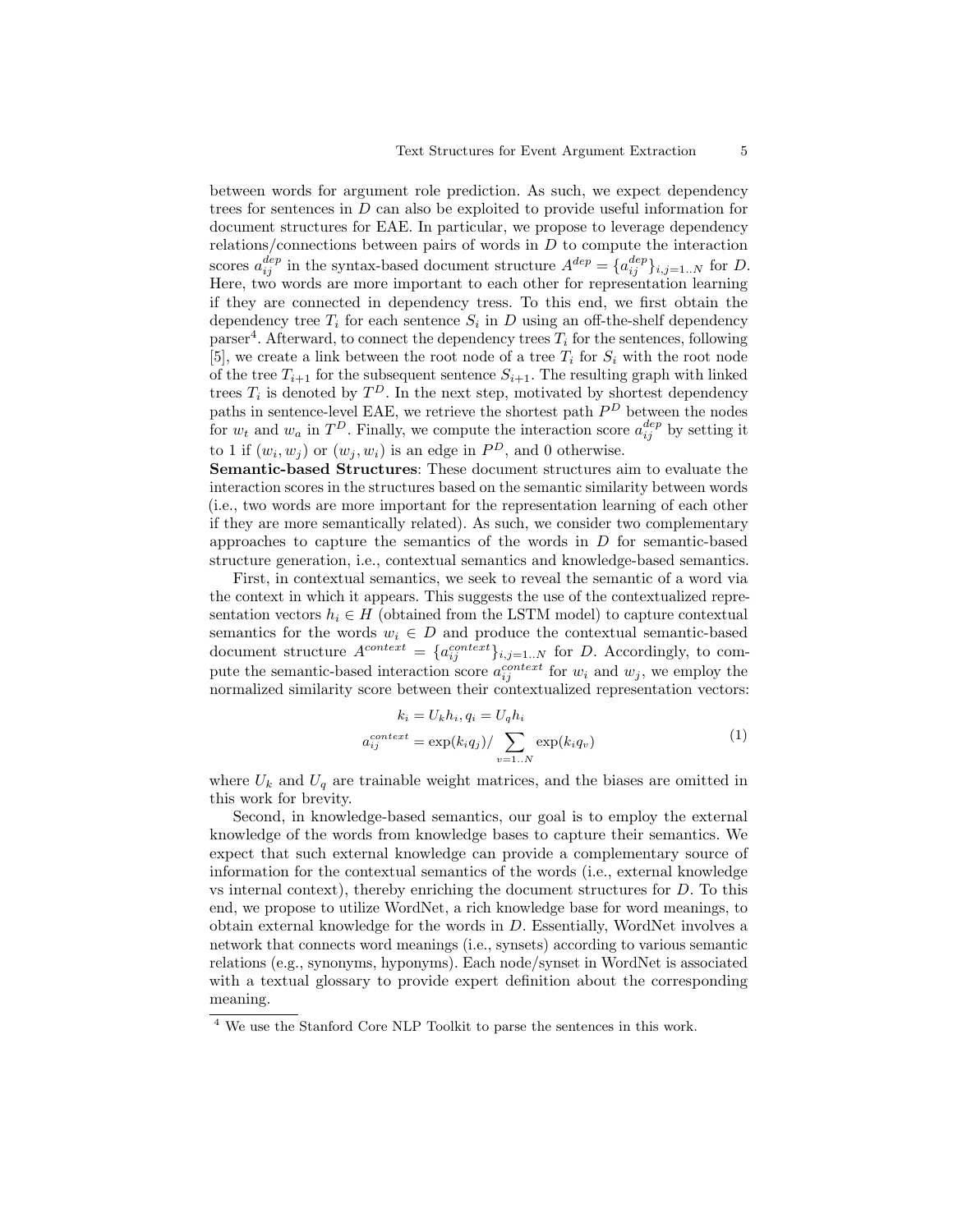between words for argument role prediction. As such, we expect dependency trees for sentences in $D$ can also be exploited to provide useful information for document structures for EAE. In particular, we propose to leverage dependency relations/connections between pairs of words in $D$ to compute the interaction scores $a_{ij}^{dep}$ in the syntax-based document structure $A^{dep} = \{a_{ij}^{dep}\}_{i,j=1..N}$ for $D$. Here, two words are more important to each other for representation learning if they are connected in dependency tress. To this end, we first obtain the dependency tree $T_i$ for each sentence $S_i$ in $D$ using an off-the-shelf dependency parser[4]. Afterward, to connect the dependency trees $T_i$ for the sentences, following [5], we create a link between the root node of a tree $T_i$ for $S_i$ with the root node of the tree $T_{i+1}$ for the subsequent sentence $S_{i+1}$. The resulting graph with linked trees $T_i$ is denoted by $T^D$. In the next step, motivated by shortest dependency paths in sentence-level EAE, we retrieve the shortest path $P^D$ between the nodes for $w_t$ and $w_a$ in $T^D$. Finally, we compute the interaction score $a_{ij}^{dep}$ by setting it to 1 if $(w_i, w_j)$ or $(w_j, w_i)$ is an edge in $P^D$, and 0 otherwise.

**Semantic-based Structures**: These document structures aim to evaluate the interaction scores in the structures based on the semantic similarity between words (i.e., two words are more important for the representation learning of each other if they are more semantically related). As such, we consider two complementary approaches to capture the semantics of the words in $D$ for semantic-based structure generation, i.e., contextual semantics and knowledge-based semantics.

First, in contextual semantics, we seek to reveal the semantic of a word via the context in which it appears. This suggests the use of the contextualized representation vectors $h_i \in H$ (obtained from the LSTM model) to capture contextual semantics for the words $w_i \in D$ and produce the contextual semantic-based document structure $A^{context} = \{a_{ij}^{context}\}_{i,j=1..N}$ for $D$. Accordingly, to compute the semantic-based interaction score $a_{ij}^{context}$ for $w_i$ and $w_j$, we employ the normalized similarity score between their contextualized representation vectors:

$$
\begin{aligned}
k_i &= U_k h_i, q_i = U_q h_i \\
a_{ij}^{context} &= \exp(k_i q_j) / \sum_{v=1..N} \exp(k_i q_v)
\end{aligned}
\tag{1}
$$

where $U_k$ and $U_q$ are trainable weight matrices, and the biases are omitted in this work for brevity.

Second, in knowledge-based semantics, our goal is to employ the external knowledge of the words from knowledge bases to capture their semantics. We expect that such external knowledge can provide a complementary source of information for the contextual semantics of the words (i.e., external knowledge vs internal context), thereby enriching the document structures for $D$. To this end, we propose to utilize WordNet, a rich knowledge base for word meanings, to obtain external knowledge for the words in $D$. Essentially, WordNet involves a network that connects word meanings (i.e., synsets) according to various semantic relations (e.g., synonyms, hyponyms). Each node/synset in WordNet is associated with a textual glossary to provide expert definition about the corresponding meaning.

[4] We use the Stanford Core NLP Toolkit to parse the sentences in this work.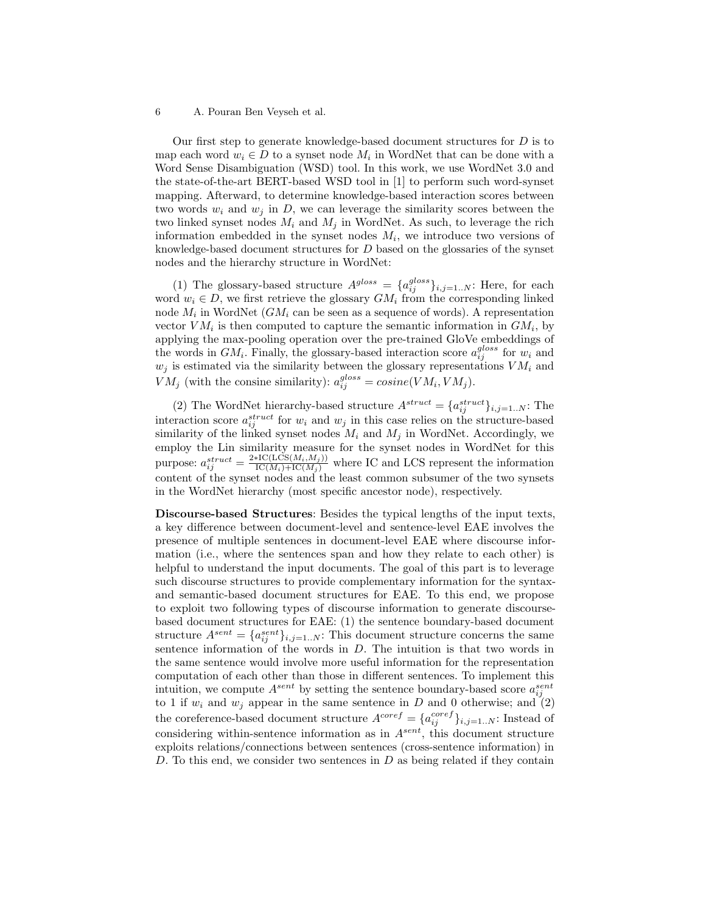Our first step to generate knowledge-based document structures for $D$ is to map each word $w_i \in D$ to a synset node $M_i$ in WordNet that can be done with a Word Sense Disambiguation (WSD) tool. In this work, we use WordNet 3.0 and the state-of-the-art BERT-based WSD tool in [1] to perform such word-synset mapping. Afterward, to determine knowledge-based interaction scores between two words $w_i$ and $w_j$ in $D$, we can leverage the similarity scores between the two linked synset nodes $M_i$ and $M_j$ in WordNet. As such, to leverage the rich information embedded in the synset nodes $M_i$, we introduce two versions of knowledge-based document structures for $D$ based on the glossaries of the synset nodes and the hierarchy structure in WordNet:

(1) The glossary-based structure $A^{gloss} = \{a_{ij}^{gloss}\}_{i,j=1..N}$: Here, for each word $w_i \in D$, we first retrieve the glossary $GM_i$ from the corresponding linked node $M_i$ in WordNet ($GM_i$ can be seen as a sequence of words). A representation vector $VM_i$ is then computed to capture the semantic information in $GM_i$, by applying the max-pooling operation over the pre-trained GloVe embeddings of the words in $GM_i$. Finally, the glossary-based interaction score $a_{ij}^{gloss}$ for $w_i$ and $w_j$ is estimated via the similarity between the glossary representations $VM_i$ and $VM_j$ (with the consine similarity): $a_{ij}^{gloss} = cosine(VM_i, VM_j)$.

(2) The WordNet hierarchy-based structure $A^{struct} = \{a_{ij}^{struct}\}_{i,j=1..N}$: The interaction score $a_{ij}^{struct}$ for $w_i$ and $w_j$ in this case relies on the structure-based similarity of the linked synset nodes $M_i$ and $M_j$ in WordNet. Accordingly, we employ the Lin similarity measure for the synset nodes in WordNet for this purpose: $a_{ij}^{struct} = \frac{2*\text{IC}(\text{LCS}(M_i,M_j))}{\text{IC}(M_i)+\text{IC}(M_j)}$ where IC and LCS represent the information content of the synset nodes and the least common subsumer of the two synsets in the WordNet hierarchy (most specific ancestor node), respectively.

**Discourse-based Structures**: Besides the typical lengths of the input texts, a key difference between document-level and sentence-level EAE involves the presence of multiple sentences in document-level EAE where discourse information (i.e., where the sentences span and how they relate to each other) is helpful to understand the input documents. The goal of this part is to leverage such discourse structures to provide complementary information for the syntax- and semantic-based document structures for EAE. To this end, we propose to exploit two following types of discourse information to generate discourse-based document structures for EAE: (1) the sentence boundary-based document structure $A^{sent} = \{a_{ij}^{sent}\}_{i,j=1..N}$: This document structure concerns the same sentence information of the words in $D$. The intuition is that two words in the same sentence would involve more useful information for the representation computation of each other than those in different sentences. To implement this intuition, we compute $A^{sent}$ by setting the sentence boundary-based score $a_{ij}^{sent}$ to 1 if $w_i$ and $w_j$ appear in the same sentence in $D$ and 0 otherwise; and (2) the coreference-based document structure $A^{coref} = \{a_{ij}^{coref}\}_{i,j=1..N}$: Instead of considering within-sentence information as in $A^{sent}$, this document structure exploits relations/connections between sentences (cross-sentence information) in $D$. To this end, we consider two sentences in $D$ as being related if they contain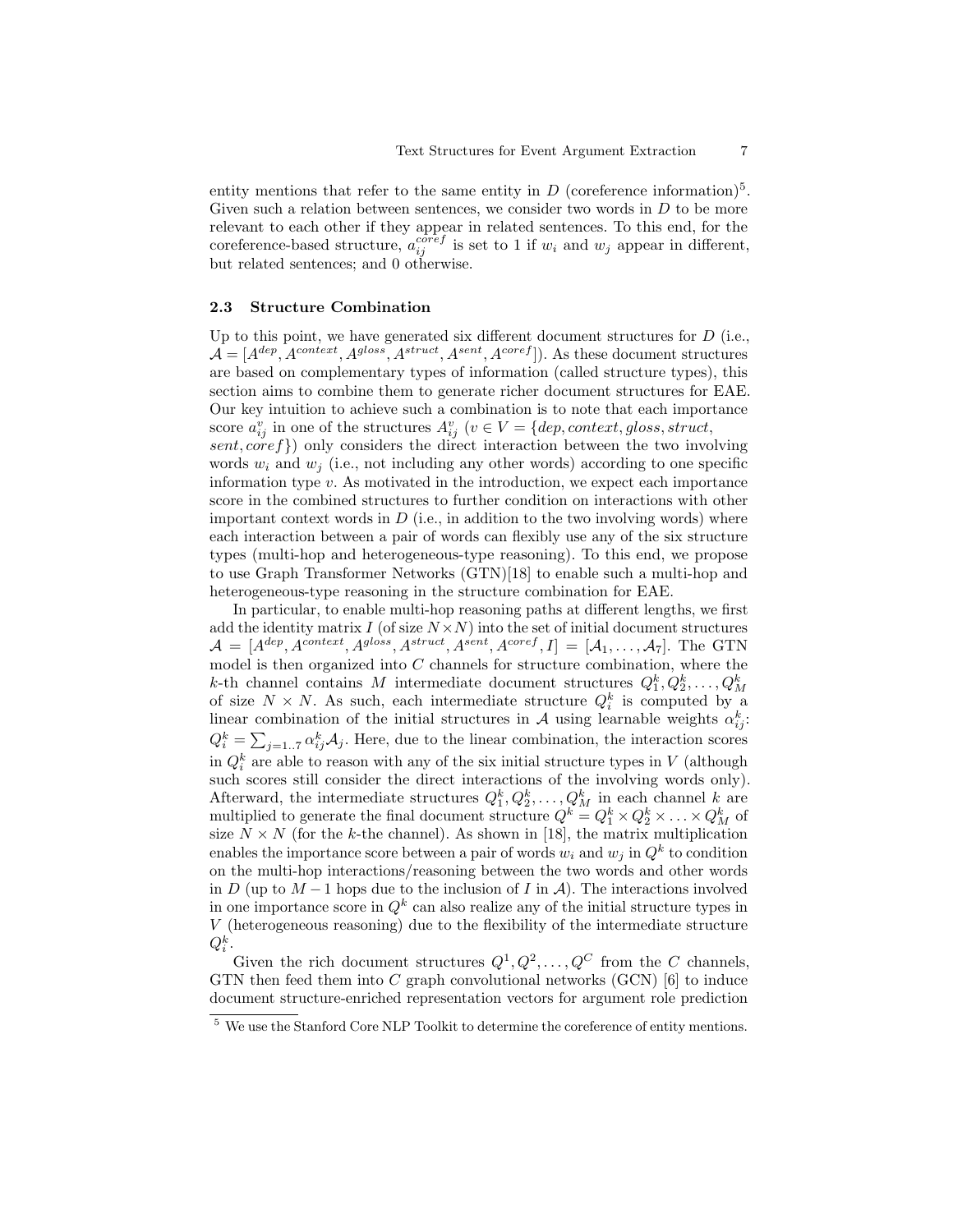entity mentions that refer to the same entity in $D$ (coreference information)[5]. Given such a relation between sentences, we consider two words in $D$ to be more relevant to each other if they appear in related sentences. To this end, for the coreference-based structure, $a_{ij}^{coref}$ is set to 1 if $w_i$ and $w_j$ appear in different, but related sentences; and 0 otherwise.

### 2.3 Structure Combination

Up to this point, we have generated six different document structures for $D$ (i.e., $\mathcal{A} = [A^{dep}, A^{context}, A^{gloss}, A^{struct}, A^{sent}, A^{coref}]$). As these document structures are based on complementary types of information (called structure types), this section aims to combine them to generate richer document structures for EAE. Our key intuition to achieve such a combination is to note that each importance score $a_{ij}^v$ in one of the structures $A_{ij}^v$ ($v \in V = \{dep, context, gloss, struct, sent, coref\}$) only considers the direct interaction between the two involving words $w_i$ and $w_j$ (i.e., not including any other words) according to one specific information type $v$. As motivated in the introduction, we expect each importance score in the combined structures to further condition on interactions with other important context words in $D$ (i.e., in addition to the two involving words) where each interaction between a pair of words can flexibly use any of the six structure types (multi-hop and heterogeneous-type reasoning). To this end, we propose to use Graph Transformer Networks (GTN)[18] to enable such a multi-hop and heterogeneous-type reasoning in the structure combination for EAE.

In particular, to enable multi-hop reasoning paths at different lengths, we first add the identity matrix $I$ (of size $N \times N$) into the set of initial document structures $\mathcal{A} = [A^{dep}, A^{context}, A^{gloss}, A^{struct}, A^{sent}, A^{coref}, I] = [\mathcal{A}_1, \ldots, \mathcal{A}_7]$. The GTN model is then organized into $C$ channels for structure combination, where the $k$-th channel contains $M$ intermediate document structures $Q_1^k, Q_2^k, \ldots, Q_M^k$ of size $N \times N$. As such, each intermediate structure $Q_i^k$ is computed by a linear combination of the initial structures in $\mathcal{A}$ using learnable weights $\alpha_{ij}^k$: $Q_i^k = \sum_{j=1..7} \alpha_{ij}^k \mathcal{A}_j$. Here, due to the linear combination, the interaction scores in $Q_i^k$ are able to reason with any of the six initial structure types in $V$ (although such scores still consider the direct interactions of the involving words only). Afterward, the intermediate structures $Q_1^k, Q_2^k, \ldots, Q_M^k$ in each channel $k$ are multiplied to generate the final document structure $Q^k = Q_1^k \times Q_2^k \times \ldots \times Q_M^k$ of size $N \times N$ (for the $k$-the channel). As shown in [18], the matrix multiplication enables the importance score between a pair of words $w_i$ and $w_j$ in $Q^k$ to condition on the multi-hop interactions/reasoning between the two words and other words in $D$ (up to $M-1$ hops due to the inclusion of $I$ in $\mathcal{A}$). The interactions involved in one importance score in $Q^k$ can also realize any of the initial structure types in $V$ (heterogeneous reasoning) due to the flexibility of the intermediate structure $Q_i^k$.

Given the rich document structures $Q^1, Q^2, \ldots, Q^C$ from the $C$ channels, GTN then feed them into $C$ graph convolutional networks (GCN) [6] to induce document structure-enriched representation vectors for argument role prediction

[5] We use the Stanford Core NLP Toolkit to determine the coreference of entity mentions.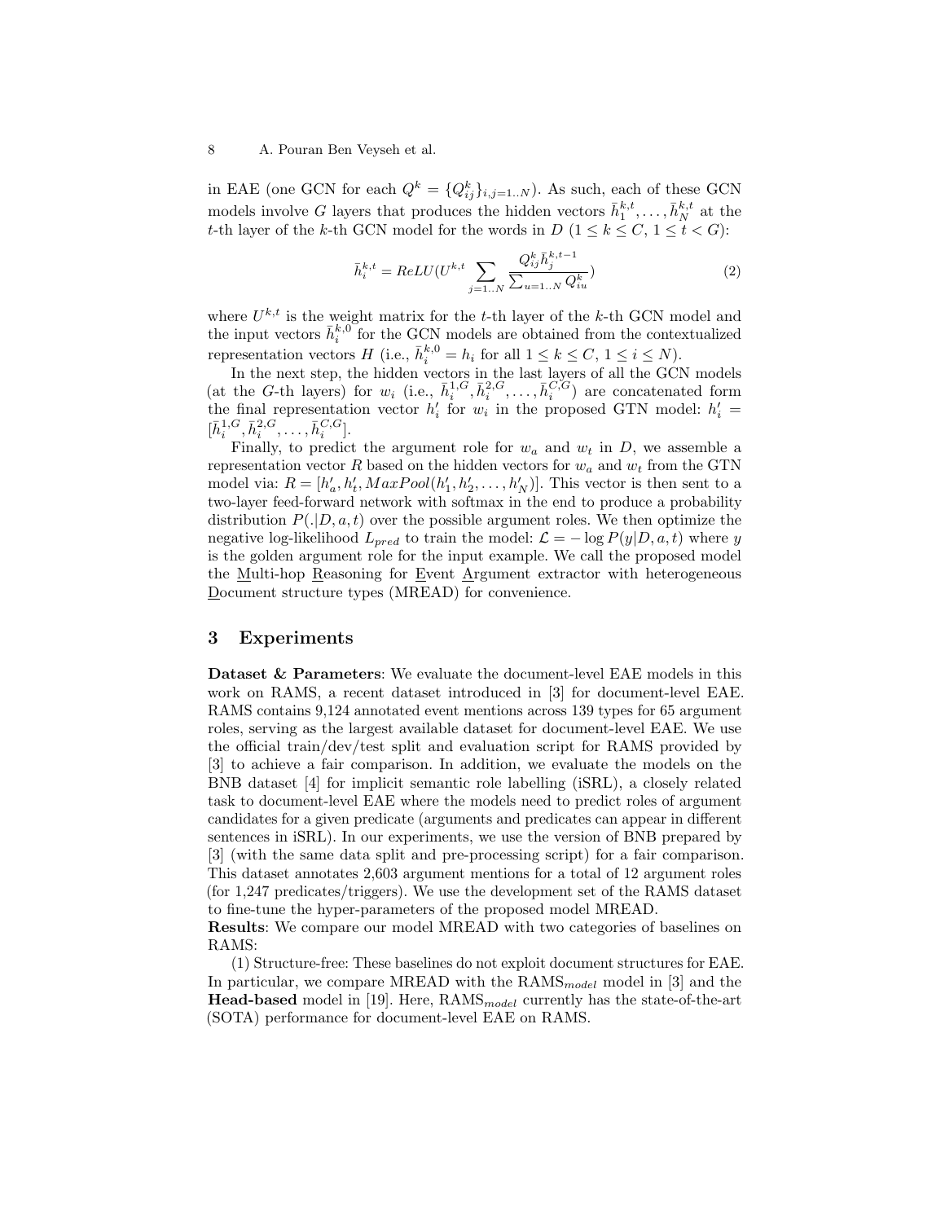in EAE (one GCN for each $Q^k = \{Q^k_{ij}\}_{i,j=1..N}$). As such, each of these GCN models involve $G$ layers that produces the hidden vectors $\bar{h}^{k,t}_1, \ldots, \bar{h}^{k,t}_N$ at the $t$-th layer of the $k$-th GCN model for the words in $D$ ($1 \leq k \leq C$, $1 \leq t < G$):

$$\bar{h}^{k,t}_i = ReLU(U^{k,t} \sum_{j=1..N} \frac{Q^k_{ij} \bar{h}^{k,t-1}_j}{\sum_{u=1..N} Q^k_{iu}}) \tag{2}$$

where $U^{k,t}$ is the weight matrix for the $t$-th layer of the $k$-th GCN model and the input vectors $\bar{h}^{k,0}_i$ for the GCN models are obtained from the contextualized representation vectors $H$ (i.e., $\bar{h}^{k,0}_i = h_i$ for all $1 \leq k \leq C$, $1 \leq i \leq N$).

In the next step, the hidden vectors in the last layers of all the GCN models (at the $G$-th layers) for $w_i$ (i.e., $\bar{h}^{1,G}_i, \bar{h}^{2,G}_i, \ldots, \bar{h}^{C,G}_i$) are concatenated form the final representation vector $h'_i$ for $w_i$ in the proposed GTN model: $h'_i = [\bar{h}^{1,G}_i, \bar{h}^{2,G}_i, \ldots, \bar{h}^{C,G}_i]$.

Finally, to predict the argument role for $w_a$ and $w_t$ in $D$, we assemble a representation vector $R$ based on the hidden vectors for $w_a$ and $w_t$ from the GTN model via: $R = [h'_a, h'_t, MaxPool(h'_1, h'_2, \ldots, h'_N)]$. This vector is then sent to a two-layer feed-forward network with softmax in the end to produce a probability distribution $P(.|D, a, t)$ over the possible argument roles. We then optimize the negative log-likelihood $L_{pred}$ to train the model: $\mathcal{L} = -\log P(y|D, a, t)$ where $y$ is the golden argument role for the input example. We call the proposed model the Multi-hop Reasoning for Event Argument extractor with heterogeneous Document structure types (MREAD) for convenience.

## 3 Experiments

**Dataset & Parameters**: We evaluate the document-level EAE models in this work on RAMS, a recent dataset introduced in [3] for document-level EAE. RAMS contains 9,124 annotated event mentions across 139 types for 65 argument roles, serving as the largest available dataset for document-level EAE. We use the official train/dev/test split and evaluation script for RAMS provided by [3] to achieve a fair comparison. In addition, we evaluate the models on the BNB dataset [4] for implicit semantic role labelling (iSRL), a closely related task to document-level EAE where the models need to predict roles of argument candidates for a given predicate (arguments and predicates can appear in different sentences in iSRL). In our experiments, we use the version of BNB prepared by [3] (with the same data split and pre-processing script) for a fair comparison. This dataset annotates 2,603 argument mentions for a total of 12 argument roles (for 1,247 predicates/triggers). We use the development set of the RAMS dataset to fine-tune the hyper-parameters of the proposed model MREAD.

**Results**: We compare our model MREAD with two categories of baselines on RAMS:

(1) Structure-free: These baselines do not exploit document structures for EAE. In particular, we compare MREAD with the $\text{RAMS}_{model}$ model in [3] and the **Head-based** model in [19]. Here, $\text{RAMS}_{model}$ currently has the state-of-the-art (SOTA) performance for document-level EAE on RAMS.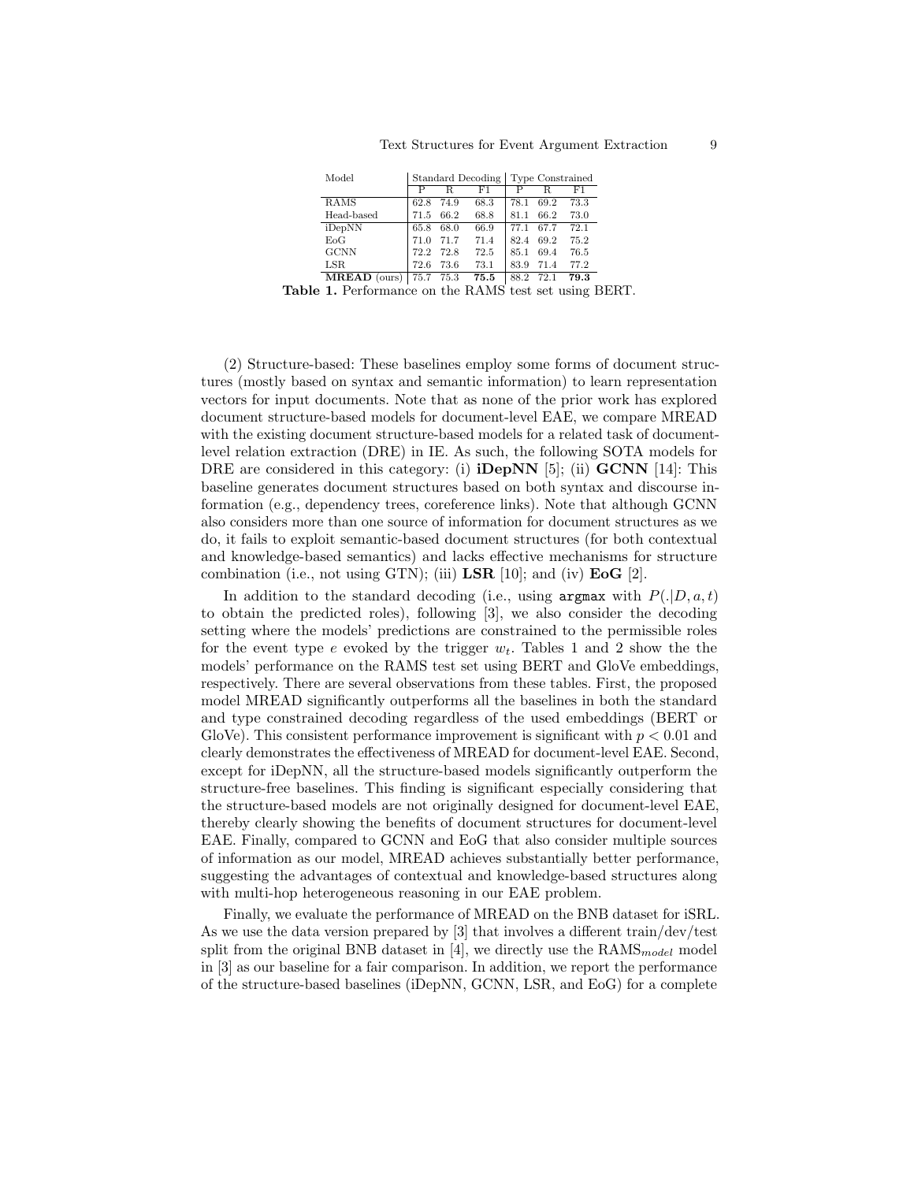| Model | Standard Decoding | | | Type Constrained | | |
|---|---|---|---|---|---|---|
| | P | R | F1 | P | R | F1 |
| RAMS | 62.8 | 74.9 | 68.3 | 78.1 | 69.2 | 73.3 |
| Head-based | 71.5 | 66.2 | 68.8 | 81.1 | 66.2 | 73.0 |
| iDepNN | 65.8 | 68.0 | 66.9 | 77.1 | 67.7 | 72.1 |
| EoG | 71.0 | 71.7 | 71.4 | 82.4 | 69.2 | 75.2 |
| GCNN | 72.2 | 72.8 | 72.5 | 85.1 | 69.4 | 76.5 |
| LSR | 72.6 | 73.6 | 73.1 | 83.9 | 71.4 | 77.2 |
| **MREAD** (ours) | 75.7 | 75.3 | **75.5** | 88.2 | 72.1 | **79.3** |

**Table 1.** Performance on the RAMS test set using BERT.

(2) Structure-based: These baselines employ some forms of document structures (mostly based on syntax and semantic information) to learn representation vectors for input documents. Note that as none of the prior work has explored document structure-based models for document-level EAE, we compare MREAD with the existing document structure-based models for a related task of document-level relation extraction (DRE) in IE. As such, the following SOTA models for DRE are considered in this category: (i) **iDepNN** [5]; (ii) **GCNN** [14]: This baseline generates document structures based on both syntax and discourse information (e.g., dependency trees, coreference links). Note that although GCNN also considers more than one source of information for document structures as we do, it fails to exploit semantic-based document structures (for both contextual and knowledge-based semantics) and lacks effective mechanisms for structure combination (i.e., not using GTN); (iii) **LSR** [10]; and (iv) **EoG** [2].

In addition to the standard decoding (i.e., using `argmax` with $P(.|D, a, t)$ to obtain the predicted roles), following [3], we also consider the decoding setting where the models' predictions are constrained to the permissible roles for the event type $e$ evoked by the trigger $w_t$. Tables 1 and 2 show the the models' performance on the RAMS test set using BERT and GloVe embeddings, respectively. There are several observations from these tables. First, the proposed model MREAD significantly outperforms all the baselines in both the standard and type constrained decoding regardless of the used embeddings (BERT or GloVe). This consistent performance improvement is significant with $p < 0.01$ and clearly demonstrates the effectiveness of MREAD for document-level EAE. Second, except for iDepNN, all the structure-based models significantly outperform the structure-free baselines. This finding is significant especially considering that the structure-based models are not originally designed for document-level EAE, thereby clearly showing the benefits of document structures for document-level EAE. Finally, compared to GCNN and EoG that also consider multiple sources of information as our model, MREAD achieves substantially better performance, suggesting the advantages of contextual and knowledge-based structures along with multi-hop heterogeneous reasoning in our EAE problem.

Finally, we evaluate the performance of MREAD on the BNB dataset for iSRL. As we use the data version prepared by [3] that involves a different train/dev/test split from the original BNB dataset in [4], we directly use the $\text{RAMS}_{model}$ model in [3] as our baseline for a fair comparison. In addition, we report the performance of the structure-based baselines (iDepNN, GCNN, LSR, and EoG) for a complete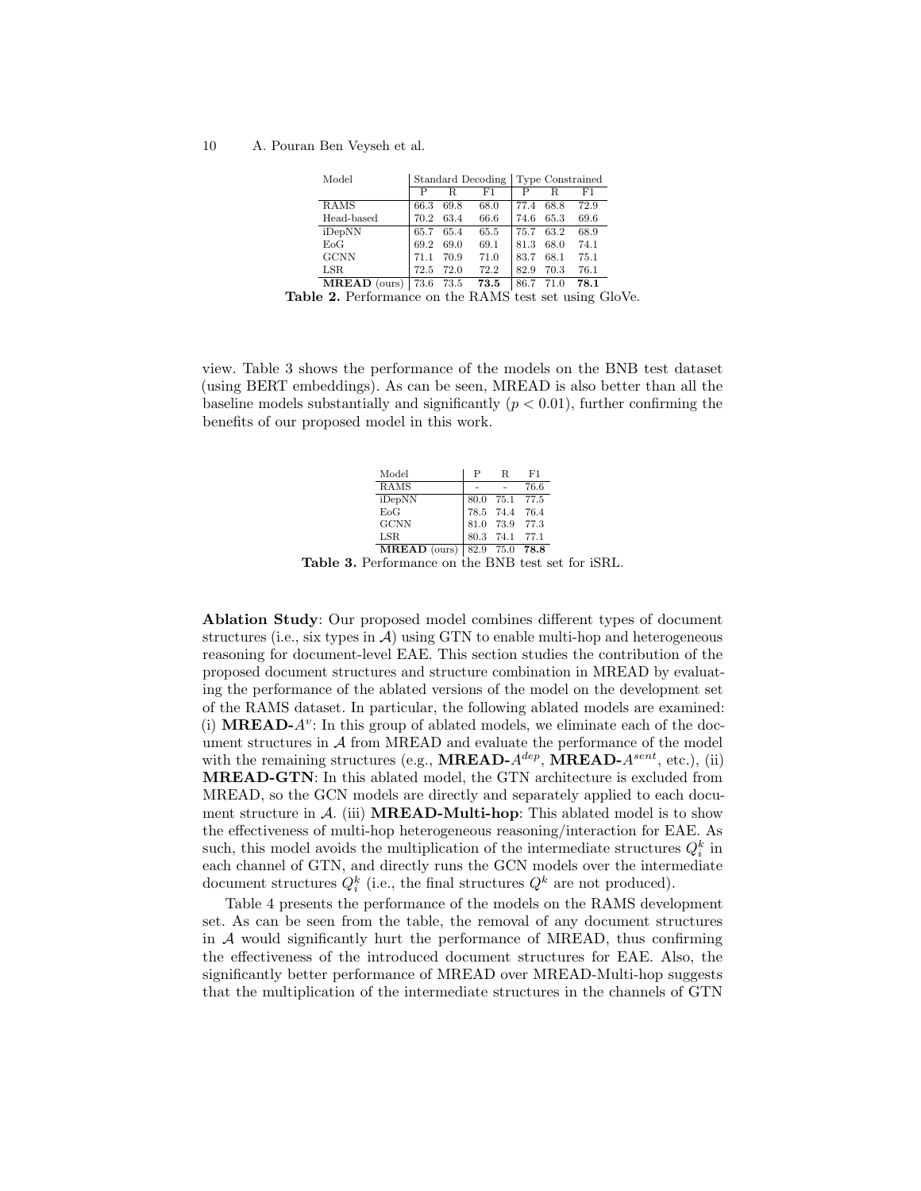| Model | Standard Decoding | | | Type Constrained | | |
|---|---|---|---|---|---|---|
| | P | R | F1 | P | R | F1 |
| RAMS | 66.3 | 69.8 | 68.0 | 77.4 | 68.8 | 72.9 |
| Head-based | 70.2 | 63.4 | 66.6 | 74.6 | 65.3 | 69.6 |
| iDepNN | 65.7 | 65.4 | 65.5 | 75.7 | 63.2 | 68.9 |
| EoG | 69.2 | 69.0 | 69.1 | 81.3 | 68.0 | 74.1 |
| GCNN | 71.1 | 70.9 | 71.0 | 83.7 | 68.1 | 75.1 |
| LSR | 72.5 | 72.0 | 72.2 | 82.9 | 70.3 | 76.1 |
| **MREAD** (ours) | 73.6 | 73.5 | **73.5** | 86.7 | 71.0 | **78.1** |

**Table 2.** Performance on the RAMS test set using GloVe.

view. Table 3 shows the performance of the models on the BNB test dataset (using BERT embeddings). As can be seen, MREAD is also better than all the baseline models substantially and significantly ($p < 0.01$), further confirming the benefits of our proposed model in this work.

| Model | P | R | F1 |
|---|---|---|---|
| RAMS | - | - | 76.6 |
| iDepNN | 80.0 | 75.1 | 77.5 |
| EoG | 78.5 | 74.4 | 76.4 |
| GCNN | 81.0 | 73.9 | 77.3 |
| LSR | 80.3 | 74.1 | 77.1 |
| **MREAD** (ours) | 82.9 | 75.0 | **78.8** |

**Table 3.** Performance on the BNB test set for iSRL.

**Ablation Study**: Our proposed model combines different types of document structures (i.e., six types in $\mathcal{A}$) using GTN to enable multi-hop and heterogeneous reasoning for document-level EAE. This section studies the contribution of the proposed document structures and structure combination in MREAD by evaluating the performance of the ablated versions of the model on the development set of the RAMS dataset. In particular, the following ablated models are examined: (i) **MREAD-$A^v$**: In this group of ablated models, we eliminate each of the document structures in $\mathcal{A}$ from MREAD and evaluate the performance of the model with the remaining structures (e.g., **MREAD-$A^{dep}$**, **MREAD-$A^{sent}$**, etc.), (ii) **MREAD-GTN**: In this ablated model, the GTN architecture is excluded from MREAD, so the GCN models are directly and separately applied to each document structure in $\mathcal{A}$. (iii) **MREAD-Multi-hop**: This ablated model is to show the effectiveness of multi-hop heterogeneous reasoning/interaction for EAE. As such, this model avoids the multiplication of the intermediate structures $Q_i^k$ in each channel of GTN, and directly runs the GCN models over the intermediate document structures $Q_i^k$ (i.e., the final structures $Q^k$ are not produced).

Table 4 presents the performance of the models on the RAMS development set. As can be seen from the table, the removal of any document structures in $\mathcal{A}$ would significantly hurt the performance of MREAD, thus confirming the effectiveness of the introduced document structures for EAE. Also, the significantly better performance of MREAD over MREAD-Multi-hop suggests that the multiplication of the intermediate structures in the channels of GTN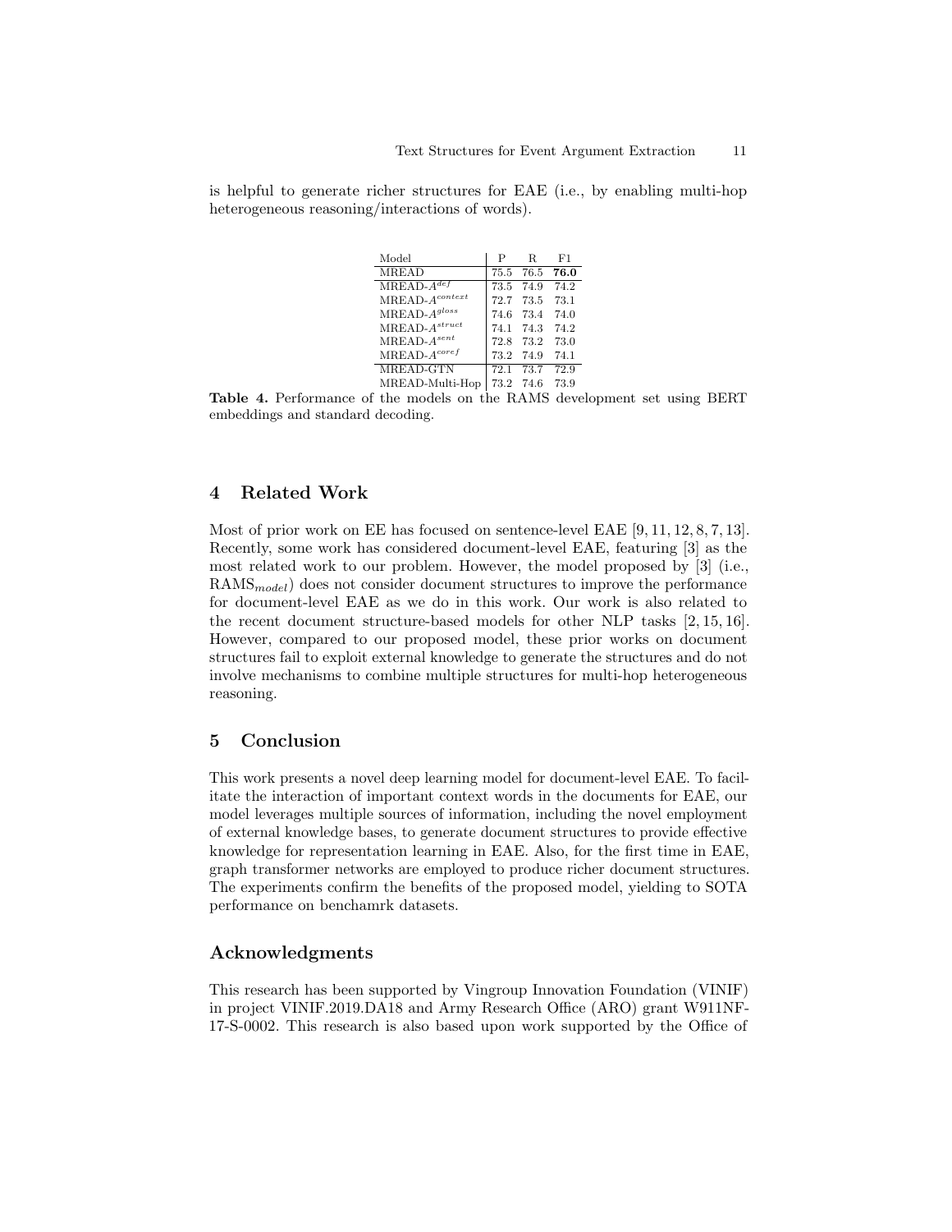is helpful to generate richer structures for EAE (i.e., by enabling multi-hop heterogeneous reasoning/interactions of words).

| Model | P | R | F1 |
|---|---|---|---|
| MREAD | 75.5 | 76.5 | **76.0** |
| MREAD-$A^{def}$ | 73.5 | 74.9 | 74.2 |
| MREAD-$A^{context}$ | 72.7 | 73.5 | 73.1 |
| MREAD-$A^{gloss}$ | 74.6 | 73.4 | 74.0 |
| MREAD-$A^{struct}$ | 74.1 | 74.3 | 74.2 |
| MREAD-$A^{sent}$ | 72.8 | 73.2 | 73.0 |
| MREAD-$A^{coref}$ | 73.2 | 74.9 | 74.1 |
| MREAD-GTN | 72.1 | 73.7 | 72.9 |
| MREAD-Multi-Hop | 73.2 | 74.6 | 73.9 |

**Table 4.** Performance of the models on the RAMS development set using BERT embeddings and standard decoding.

## 4 Related Work

Most of prior work on EE has focused on sentence-level EAE [9, 11, 12, 8, 7, 13]. Recently, some work has considered document-level EAE, featuring [3] as the most related work to our problem. However, the model proposed by [3] (i.e., $\text{RAMS}_{model}$) does not consider document structures to improve the performance for document-level EAE as we do in this work. Our work is also related to the recent document structure-based models for other NLP tasks [2, 15, 16]. However, compared to our proposed model, these prior works on document structures fail to exploit external knowledge to generate the structures and do not involve mechanisms to combine multiple structures for multi-hop heterogeneous reasoning.

## 5 Conclusion

This work presents a novel deep learning model for document-level EAE. To facilitate the interaction of important context words in the documents for EAE, our model leverages multiple sources of information, including the novel employment of external knowledge bases, to generate document structures to provide effective knowledge for representation learning in EAE. Also, for the first time in EAE, graph transformer networks are employed to produce richer document structures. The experiments confirm the benefits of the proposed model, yielding to SOTA performance on benchamrk datasets.

## Acknowledgments

This research has been supported by Vingroup Innovation Foundation (VINIF) in project VINIF.2019.DA18 and Army Research Office (ARO) grant W911NF-17-S-0002. This research is also based upon work supported by the Office of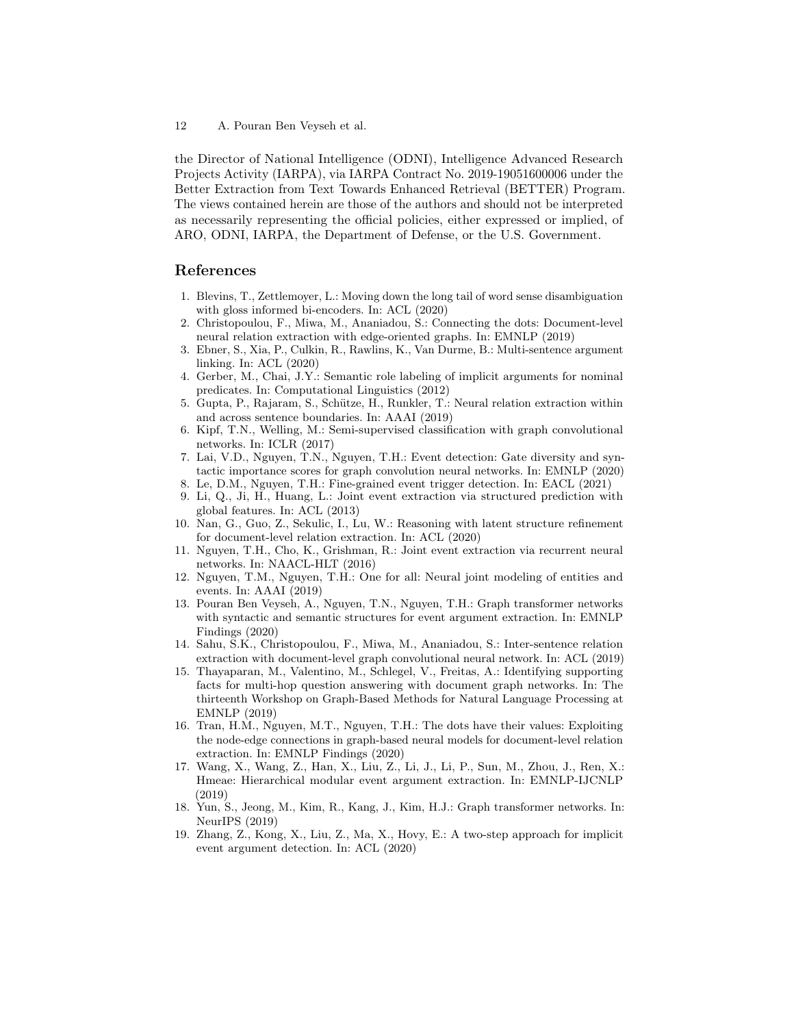the Director of National Intelligence (ODNI), Intelligence Advanced Research Projects Activity (IARPA), via IARPA Contract No. 2019-19051600006 under the Better Extraction from Text Towards Enhanced Retrieval (BETTER) Program. The views contained herein are those of the authors and should not be interpreted as necessarily representing the official policies, either expressed or implied, of ARO, ODNI, IARPA, the Department of Defense, or the U.S. Government.

## References

1. Blevins, T., Zettlemoyer, L.: Moving down the long tail of word sense disambiguation with gloss informed bi-encoders. In: ACL (2020)
2. Christopoulou, F., Miwa, M., Ananiadou, S.: Connecting the dots: Document-level neural relation extraction with edge-oriented graphs. In: EMNLP (2019)
3. Ebner, S., Xia, P., Culkin, R., Rawlins, K., Van Durme, B.: Multi-sentence argument linking. In: ACL (2020)
4. Gerber, M., Chai, J.Y.: Semantic role labeling of implicit arguments for nominal predicates. In: Computational Linguistics (2012)
5. Gupta, P., Rajaram, S., Schütze, H., Runkler, T.: Neural relation extraction within and across sentence boundaries. In: AAAI (2019)
6. Kipf, T.N., Welling, M.: Semi-supervised classification with graph convolutional networks. In: ICLR (2017)
7. Lai, V.D., Nguyen, T.N., Nguyen, T.H.: Event detection: Gate diversity and syntactic importance scores for graph convolution neural networks. In: EMNLP (2020)
8. Le, D.M., Nguyen, T.H.: Fine-grained event trigger detection. In: EACL (2021)
9. Li, Q., Ji, H., Huang, L.: Joint event extraction via structured prediction with global features. In: ACL (2013)
10. Nan, G., Guo, Z., Sekulic, I., Lu, W.: Reasoning with latent structure refinement for document-level relation extraction. In: ACL (2020)
11. Nguyen, T.H., Cho, K., Grishman, R.: Joint event extraction via recurrent neural networks. In: NAACL-HLT (2016)
12. Nguyen, T.M., Nguyen, T.H.: One for all: Neural joint modeling of entities and events. In: AAAI (2019)
13. Pouran Ben Veyseh, A., Nguyen, T.N., Nguyen, T.H.: Graph transformer networks with syntactic and semantic structures for event argument extraction. In: EMNLP Findings (2020)
14. Sahu, S.K., Christopoulou, F., Miwa, M., Ananiadou, S.: Inter-sentence relation extraction with document-level graph convolutional neural network. In: ACL (2019)
15. Thayaparan, M., Valentino, M., Schlegel, V., Freitas, A.: Identifying supporting facts for multi-hop question answering with document graph networks. In: The thirteenth Workshop on Graph-Based Methods for Natural Language Processing at EMNLP (2019)
16. Tran, H.M., Nguyen, M.T., Nguyen, T.H.: The dots have their values: Exploiting the node-edge connections in graph-based neural models for document-level relation extraction. In: EMNLP Findings (2020)
17. Wang, X., Wang, Z., Han, X., Liu, Z., Li, J., Li, P., Sun, M., Zhou, J., Ren, X.: Hmeae: Hierarchical modular event argument extraction. In: EMNLP-IJCNLP (2019)
18. Yun, S., Jeong, M., Kim, R., Kang, J., Kim, H.J.: Graph transformer networks. In: NeurIPS (2019)
19. Zhang, Z., Kong, X., Liu, Z., Ma, X., Hovy, E.: A two-step approach for implicit event argument detection. In: ACL (2020)